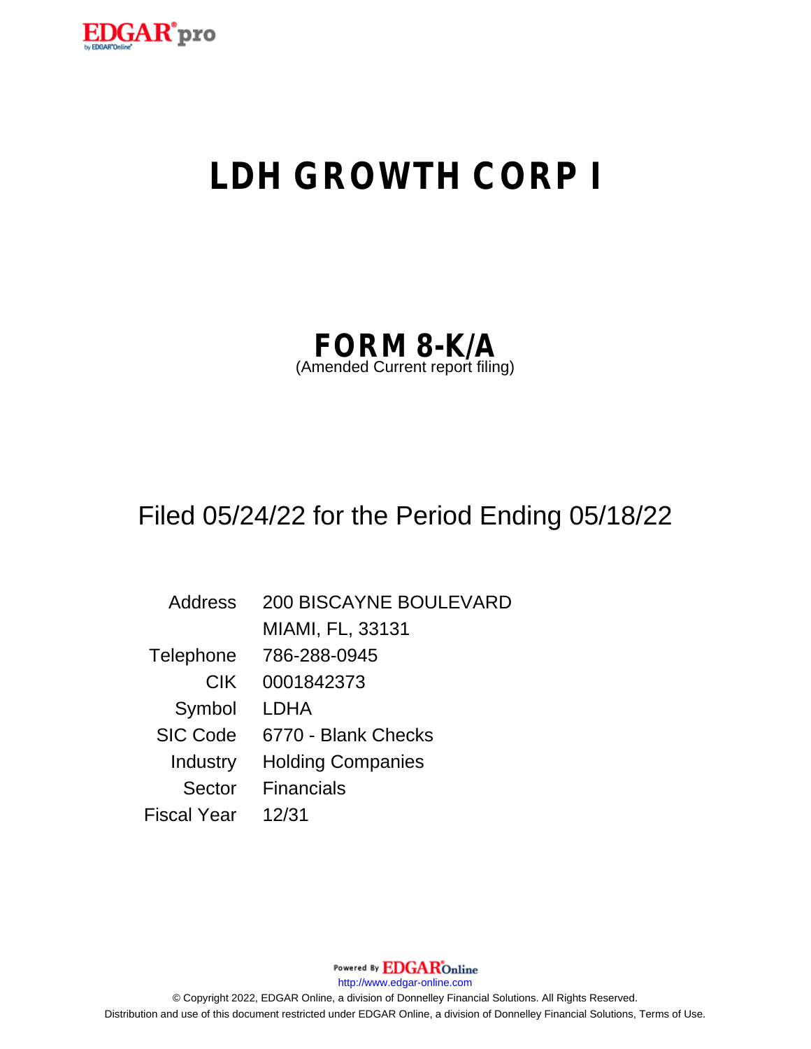# LDH GROWTH CORP I

## FORM 8-K/A

(Amended Current report filing)

Filed 05/24/22 for the Period Ending 05/18/22

| | |
|---|---|
| Address | 200 BISCAYNE BOULEVARD<br>MIAMI, FL, 33131 |
| Telephone | 786-288-0945 |
| CIK | 0001842373 |
| Symbol | LDHA |
| SIC Code | 6770 - Blank Checks |
| Industry | Holding Companies |
| Sector | Financials |
| Fiscal Year | 12/31 |

Powered By EDGAR Online

http://www.edgar-online.com

© Copyright 2022, EDGAR Online, a division of Donnelley Financial Solutions. All Rights Reserved.
Distribution and use of this document restricted under EDGAR Online, a division of Donnelley Financial Solutions, Terms of Use.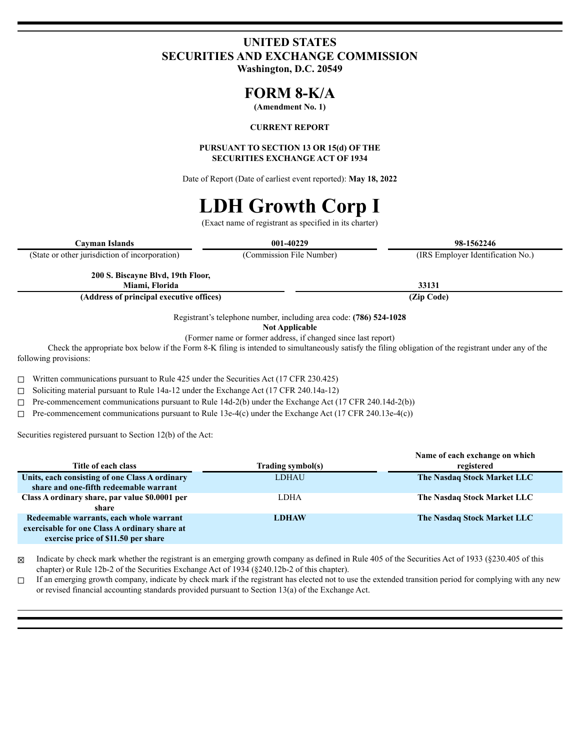# UNITED STATES
# SECURITIES AND EXCHANGE COMMISSION
**Washington, D.C. 20549**

# FORM 8-K/A
**(Amendment No. 1)**

**CURRENT REPORT**

**PURSUANT TO SECTION 13 OR 15(d) OF THE SECURITIES EXCHANGE ACT OF 1934**

Date of Report (Date of earliest event reported): **May 18, 2022**

# LDH Growth Corp I
(Exact name of registrant as specified in its charter)

| **Cayman Islands** | **001-40229** | **98-1562246** |
|---|---|---|
| (State or other jurisdiction of incorporation) | (Commission File Number) | (IRS Employer Identification No.) |

| **200 S. Biscayne Blvd, 19th Floor, Miami, Florida** | **33131** |
|---|---|
| **(Address of principal executive offices)** | **(Zip Code)** |

Registrant's telephone number, including area code: **(786) 524-1028**

**Not Applicable**

(Former name or former address, if changed since last report)

Check the appropriate box below if the Form 8-K filing is intended to simultaneously satisfy the filing obligation of the registrant under any of the following provisions:

☐ Written communications pursuant to Rule 425 under the Securities Act (17 CFR 230.425)

☐ Soliciting material pursuant to Rule 14a-12 under the Exchange Act (17 CFR 240.14a-12)

☐ Pre-commencement communications pursuant to Rule 14d-2(b) under the Exchange Act (17 CFR 240.14d-2(b))

☐ Pre-commencement communications pursuant to Rule 13e-4(c) under the Exchange Act (17 CFR 240.13e-4(c))

Securities registered pursuant to Section 12(b) of the Act:

| Title of each class | Trading symbol(s) | Name of each exchange on which registered |
|---|---|---|
| **Units, each consisting of one Class A ordinary share and one-fifth redeemable warrant** | LDHAU | **The Nasdaq Stock Market LLC** |
| **Class A ordinary share, par value $0.0001 per share** | LDHA | **The Nasdaq Stock Market LLC** |
| **Redeemable warrants, each whole warrant exercisable for one Class A ordinary share at exercise price of $11.50 per share** | **LDHAW** | **The Nasdaq Stock Market LLC** |

☒ Indicate by check mark whether the registrant is an emerging growth company as defined in Rule 405 of the Securities Act of 1933 (§230.405 of this chapter) or Rule 12b-2 of the Securities Exchange Act of 1934 (§240.12b-2 of this chapter).

☐ If an emerging growth company, indicate by check mark if the registrant has elected not to use the extended transition period for complying with any new or revised financial accounting standards provided pursuant to Section 13(a) of the Exchange Act.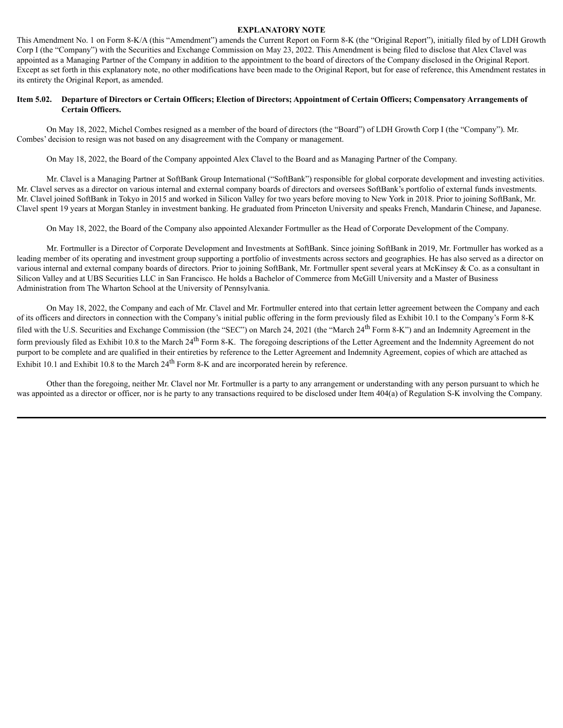**EXPLANATORY NOTE**

This Amendment No. 1 on Form 8-K/A (this "Amendment") amends the Current Report on Form 8-K (the "Original Report"), initially filed by of LDH Growth Corp I (the "Company") with the Securities and Exchange Commission on May 23, 2022. This Amendment is being filed to disclose that Alex Clavel was appointed as a Managing Partner of the Company in addition to the appointment to the board of directors of the Company disclosed in the Original Report. Except as set forth in this explanatory note, no other modifications have been made to the Original Report, but for ease of reference, this Amendment restates in its entirety the Original Report, as amended.

**Item 5.02. Departure of Directors or Certain Officers; Election of Directors; Appointment of Certain Officers; Compensatory Arrangements of Certain Officers.**

On May 18, 2022, Michel Combes resigned as a member of the board of directors (the "Board") of LDH Growth Corp I (the "Company"). Mr. Combes' decision to resign was not based on any disagreement with the Company or management.

On May 18, 2022, the Board of the Company appointed Alex Clavel to the Board and as Managing Partner of the Company.

Mr. Clavel is a Managing Partner at SoftBank Group International ("SoftBank") responsible for global corporate development and investing activities. Mr. Clavel serves as a director on various internal and external company boards of directors and oversees SoftBank's portfolio of external funds investments. Mr. Clavel joined SoftBank in Tokyo in 2015 and worked in Silicon Valley for two years before moving to New York in 2018. Prior to joining SoftBank, Mr. Clavel spent 19 years at Morgan Stanley in investment banking. He graduated from Princeton University and speaks French, Mandarin Chinese, and Japanese.

On May 18, 2022, the Board of the Company also appointed Alexander Fortmuller as the Head of Corporate Development of the Company.

Mr. Fortmuller is a Director of Corporate Development and Investments at SoftBank. Since joining SoftBank in 2019, Mr. Fortmuller has worked as a leading member of its operating and investment group supporting a portfolio of investments across sectors and geographies. He has also served as a director on various internal and external company boards of directors. Prior to joining SoftBank, Mr. Fortmuller spent several years at McKinsey & Co. as a consultant in Silicon Valley and at UBS Securities LLC in San Francisco. He holds a Bachelor of Commerce from McGill University and a Master of Business Administration from The Wharton School at the University of Pennsylvania.

On May 18, 2022, the Company and each of Mr. Clavel and Mr. Fortmuller entered into that certain letter agreement between the Company and each of its officers and directors in connection with the Company's initial public offering in the form previously filed as Exhibit 10.1 to the Company's Form 8-K filed with the U.S. Securities and Exchange Commission (the "SEC") on March 24, 2021 (the "March 24th Form 8-K") and an Indemnity Agreement in the form previously filed as Exhibit 10.8 to the March 24th Form 8-K. The foregoing descriptions of the Letter Agreement and the Indemnity Agreement do not purport to be complete and are qualified in their entireties by reference to the Letter Agreement and Indemnity Agreement, copies of which are attached as Exhibit 10.1 and Exhibit 10.8 to the March 24th Form 8-K and are incorporated herein by reference.

Other than the foregoing, neither Mr. Clavel nor Mr. Fortmuller is a party to any arrangement or understanding with any person pursuant to which he was appointed as a director or officer, nor is he party to any transactions required to be disclosed under Item 404(a) of Regulation S-K involving the Company.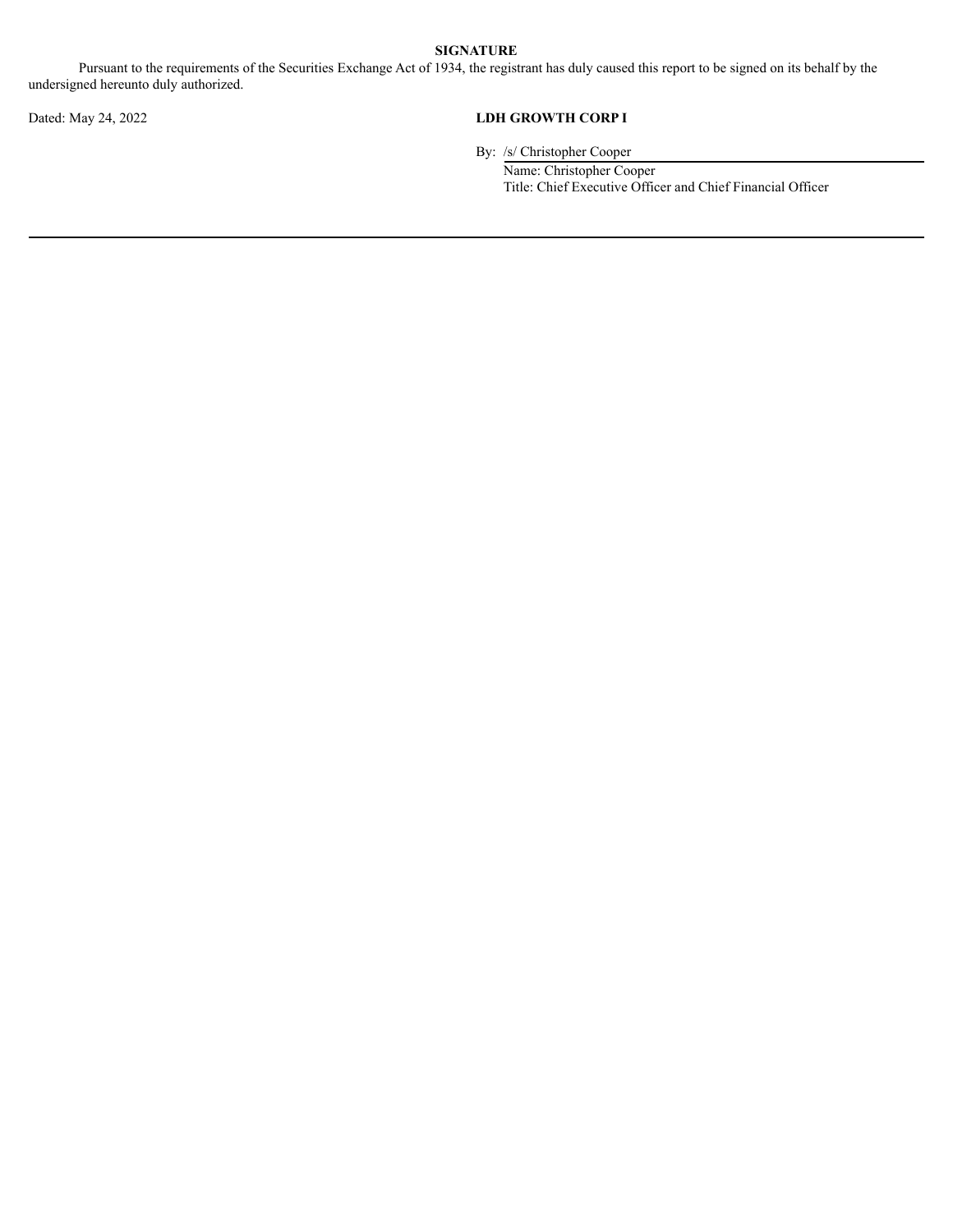**SIGNATURE**

Pursuant to the requirements of the Securities Exchange Act of 1934, the registrant has duly caused this report to be signed on its behalf by the undersigned hereunto duly authorized.

Dated: May 24, 2022

**LDH GROWTH CORP I**

By: /s/ Christopher Cooper

Name: Christopher Cooper

Title: Chief Executive Officer and Chief Financial Officer